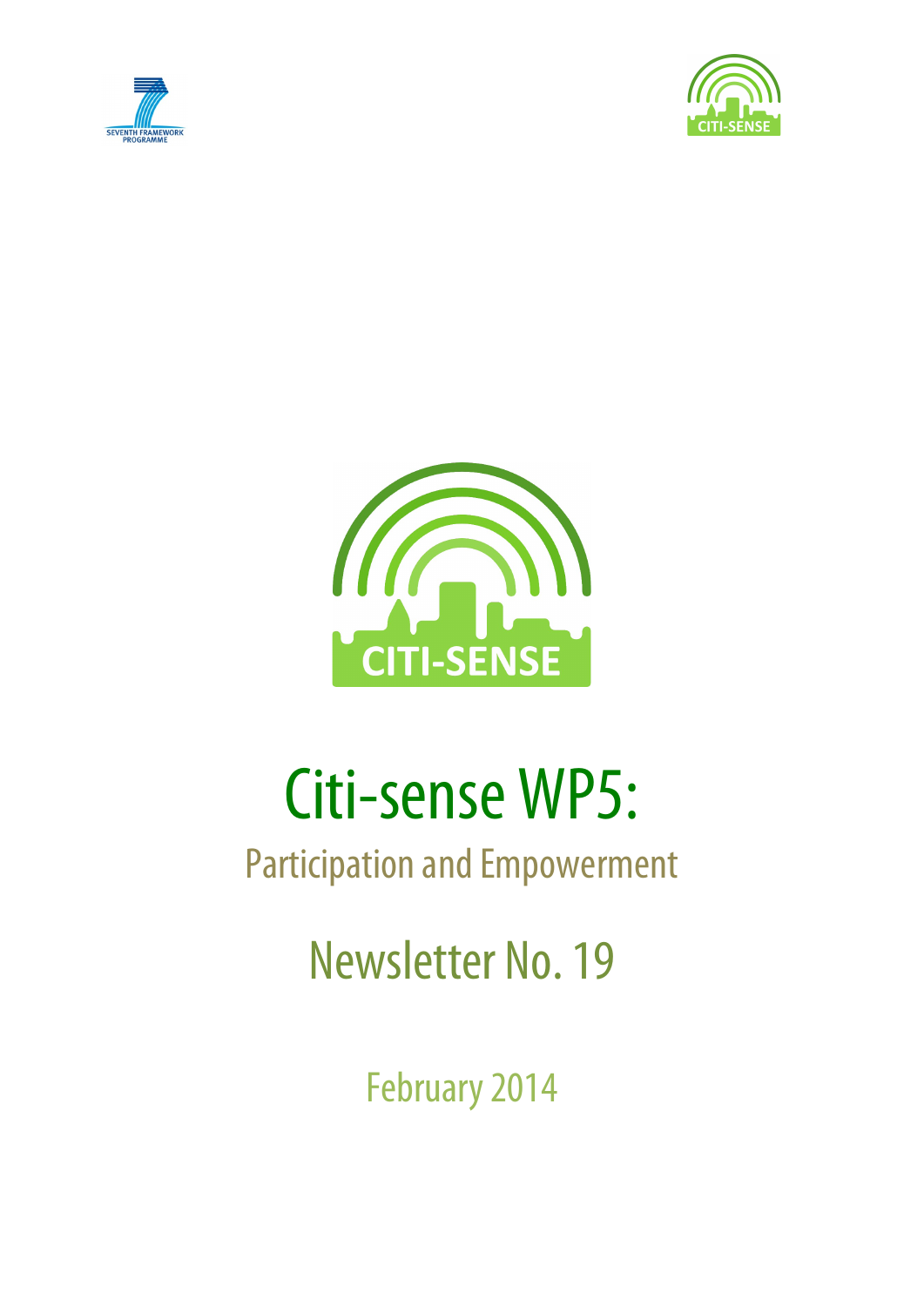# Citi-sense WP5:

## Participation and Empowerment

## Newsletter No. 19

February 2014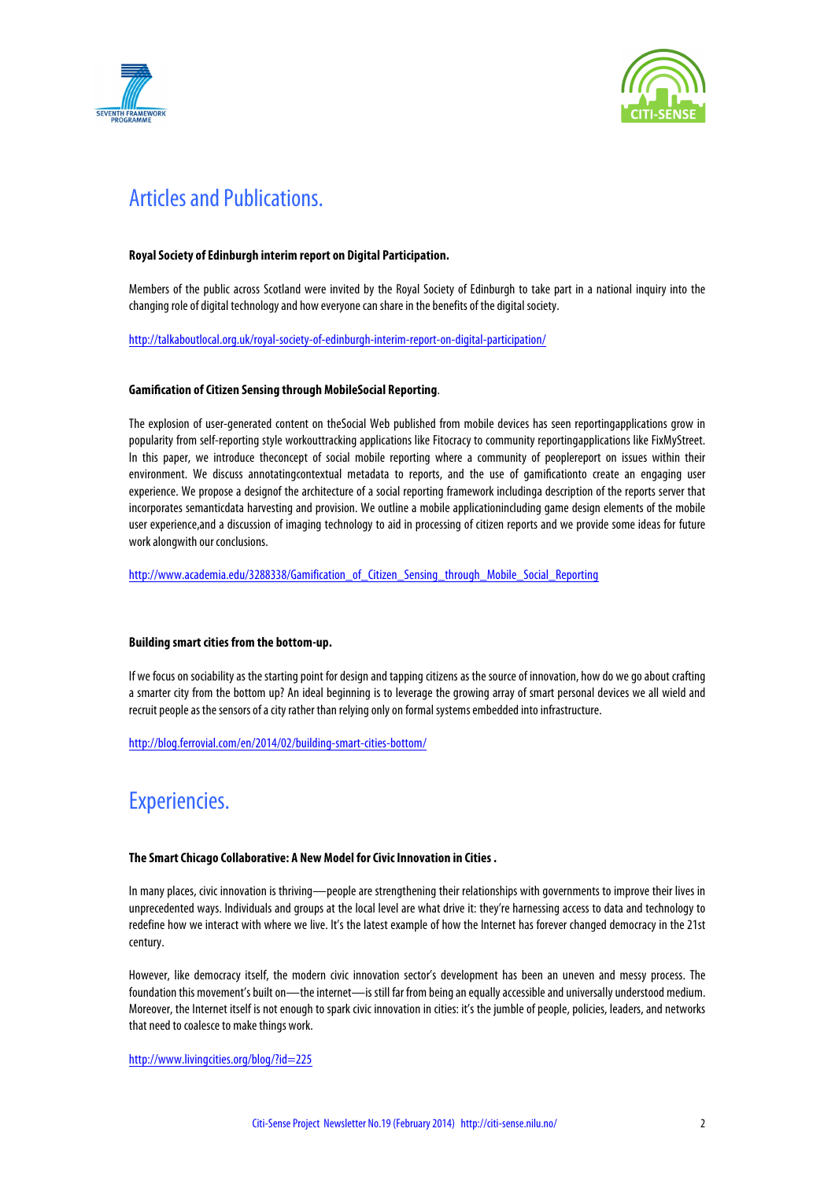## Articles and Publications.

**Royal Society of Edinburgh interim report on Digital Participation.**

Members of the public across Scotland were invited by the Royal Society of Edinburgh to take part in a national inquiry into the changing role of digital technology and how everyone can share in the benefits of the digital society.

http://talkaboutlocal.org.uk/royal-society-of-edinburgh-interim-report-on-digital-participation/

**Gamification of Citizen Sensing through MobileSocial Reporting**.

The explosion of user-generated content on theSocial Web published from mobile devices has seen reportingapplications grow in popularity from self-reporting style workouttracking applications like Fitocracy to community reportingapplications like FixMyStreet. In this paper, we introduce theconcept of social mobile reporting where a community of peoplereport on issues within their environment. We discuss annotatingcontextual metadata to reports, and the use of gamificationto create an engaging user experience. We propose a designof the architecture of a social reporting framework includinga description of the reports server that incorporates semanticdata harvesting and provision. We outline a mobile applicationincluding game design elements of the mobile user experience,and a discussion of imaging technology to aid in processing of citizen reports and we provide some ideas for future work alongwith our conclusions.

http://www.academia.edu/3288338/Gamification_of_Citizen_Sensing_through_Mobile_Social_Reporting

**Building smart cities from the bottom-up.**

If we focus on sociability as the starting point for design and tapping citizens as the source of innovation, how do we go about crafting a smarter city from the bottom up? An ideal beginning is to leverage the growing array of smart personal devices we all wield and recruit people as the sensors of a city rather than relying only on formal systems embedded into infrastructure.

http://blog.ferrovial.com/en/2014/02/building-smart-cities-bottom/

## Experiencies.

**The Smart Chicago Collaborative: A New Model for Civic Innovation in Cities .**

In many places, civic innovation is thriving—people are strengthening their relationships with governments to improve their lives in unprecedented ways. Individuals and groups at the local level are what drive it: they're harnessing access to data and technology to redefine how we interact with where we live. It's the latest example of how the Internet has forever changed democracy in the 21st century.

However, like democracy itself, the modern civic innovation sector's development has been an uneven and messy process. The foundation this movement's built on—the internet—is still far from being an equally accessible and universally understood medium. Moreover, the Internet itself is not enough to spark civic innovation in cities: it's the jumble of people, policies, leaders, and networks that need to coalesce to make things work.

http://www.livingcities.org/blog/?id=225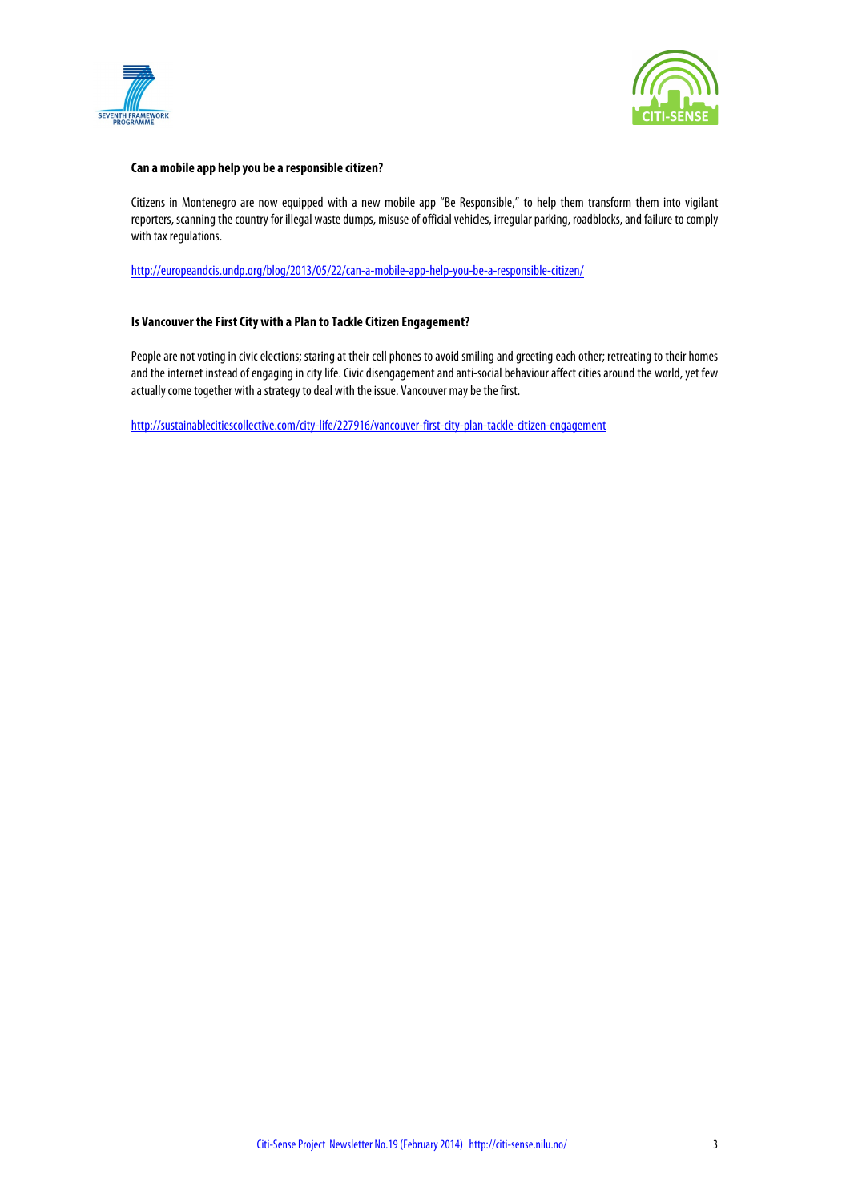**Can a mobile app help you be a responsible citizen?**

Citizens in Montenegro are now equipped with a new mobile app “Be Responsible,” to help them transform them into vigilant reporters, scanning the country for illegal waste dumps, misuse of official vehicles, irregular parking, roadblocks, and failure to comply with tax regulations.

http://europeandcis.undp.org/blog/2013/05/22/can-a-mobile-app-help-you-be-a-responsible-citizen/

**Is Vancouver the First City with a Plan to Tackle Citizen Engagement?**

People are not voting in civic elections; staring at their cell phones to avoid smiling and greeting each other; retreating to their homes and the internet instead of engaging in city life. Civic disengagement and anti-social behaviour affect cities around the world, yet few actually come together with a strategy to deal with the issue. Vancouver may be the first.

http://sustainablecitiescollective.com/city-life/227916/vancouver-first-city-plan-tackle-citizen-engagement